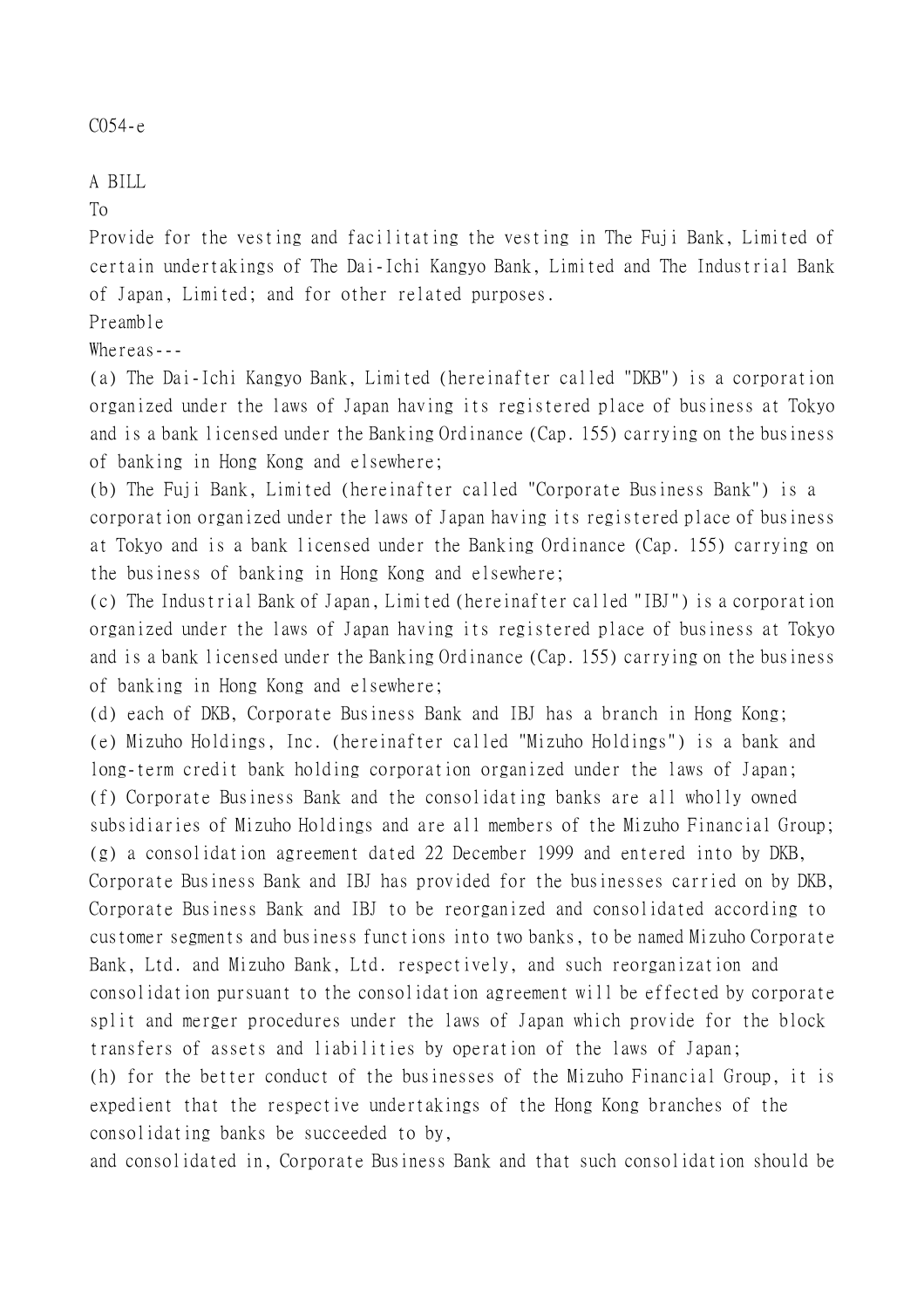C054-e

A BILL

To

Provide for the vesting and facilitating the vesting in The Fuji Bank, Limited of certain undertakings of The Dai-Ichi Kangyo Bank, Limited and The Industrial Bank of Japan, Limited; and for other related purposes.

Preamble

Whereas---

(a) The Dai-Ichi Kangyo Bank, Limited (hereinafter called "DKB") is a corporation organized under the laws of Japan having its registered place of business at Tokyo and is a bank licensed under the Banking Ordinance (Cap. 155) carrying on the business of banking in Hong Kong and elsewhere;

(b) The Fuji Bank, Limited (hereinafter called "Corporate Business Bank") is a corporation organized under the laws of Japan having its registered place of business at Tokyo and is a bank licensed under the Banking Ordinance (Cap. 155) carrying on the business of banking in Hong Kong and elsewhere;

(c) The Industrial Bank of Japan, Limited (hereinafter called "IBJ") is a corporation organized under the laws of Japan having its registered place of business at Tokyo and is a bank licensed under the Banking Ordinance (Cap. 155) carrying on the business of banking in Hong Kong and elsewhere;

(d) each of DKB, Corporate Business Bank and IBJ has a branch in Hong Kong;

(e) Mizuho Holdings, Inc. (hereinafter called "Mizuho Holdings") is a bank and long-term credit bank holding corporation organized under the laws of Japan;

(f) Corporate Business Bank and the consolidating banks are all wholly owned subsidiaries of Mizuho Holdings and are all members of the Mizuho Financial Group;

(g) a consolidation agreement dated 22 December 1999 and entered into by DKB, Corporate Business Bank and IBJ has provided for the businesses carried on by DKB, Corporate Business Bank and IBJ to be reorganized and consolidated according to customer segments and business functions into two banks, to be named Mizuho Corporate Bank, Ltd. and Mizuho Bank, Ltd. respectively, and such reorganization and consolidation pursuant to the consolidation agreement will be effected by corporate split and merger procedures under the laws of Japan which provide for the block transfers of assets and liabilities by operation of the laws of Japan;

(h) for the better conduct of the businesses of the Mizuho Financial Group, it is expedient that the respective undertakings of the Hong Kong branches of the consolidating banks be succeeded to by,

and consolidated in, Corporate Business Bank and that such consolidation should be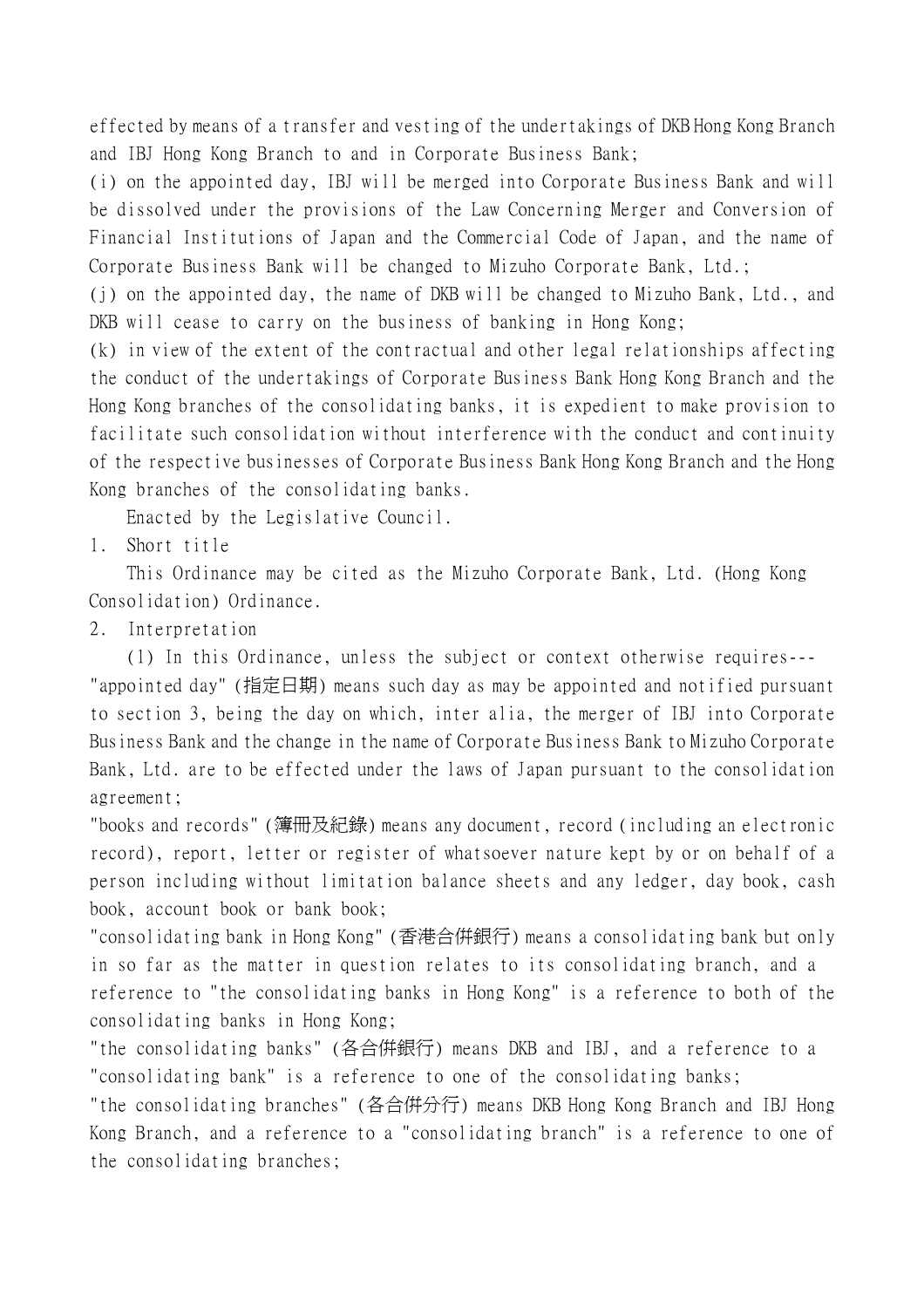effected by means of a transfer and vesting of the undertakings of DKB Hong Kong Branch and IBJ Hong Kong Branch to and in Corporate Business Bank;

(i) on the appointed day, IBJ will be merged into Corporate Business Bank and will be dissolved under the provisions of the Law Concerning Merger and Conversion of Financial Institutions of Japan and the Commercial Code of Japan, and the name of Corporate Business Bank will be changed to Mizuho Corporate Bank, Ltd.;

(j) on the appointed day, the name of DKB will be changed to Mizuho Bank, Ltd., and DKB will cease to carry on the business of banking in Hong Kong;

(k) in view of the extent of the contractual and other legal relationships affecting the conduct of the undertakings of Corporate Business Bank Hong Kong Branch and the Hong Kong branches of the consolidating banks, it is expedient to make provision to facilitate such consolidation without interference with the conduct and continuity of the respective businesses of Corporate Business Bank Hong Kong Branch and the Hong Kong branches of the consolidating banks.

Enacted by the Legislative Council.

1. Short title

This Ordinance may be cited as the Mizuho Corporate Bank, Ltd. (Hong Kong Consolidation) Ordinance.

2. Interpretation

(1) In this Ordinance, unless the subject or context otherwise requires---

"appointed day" (指定日期) means such day as may be appointed and notified pursuant to section 3, being the day on which, inter alia, the merger of IBJ into Corporate Business Bank and the change in the name of Corporate Business Bank to Mizuho Corporate Bank, Ltd. are to be effected under the laws of Japan pursuant to the consolidation agreement;

"books and records" (簿冊及紀錄) means any document, record (including an electronic record), report, letter or register of whatsoever nature kept by or on behalf of a person including without limitation balance sheets and any ledger, day book, cash book, account book or bank book;

"consolidating bank in Hong Kong" (香港合併銀行) means a consolidating bank but only in so far as the matter in question relates to its consolidating branch, and a reference to "the consolidating banks in Hong Kong" is a reference to both of the consolidating banks in Hong Kong;

"the consolidating banks" (各合併銀行) means DKB and IBJ, and a reference to a "consolidating bank" is a reference to one of the consolidating banks;

"the consolidating branches" (各合併分行) means DKB Hong Kong Branch and IBJ Hong Kong Branch, and a reference to a "consolidating branch" is a reference to one of the consolidating branches;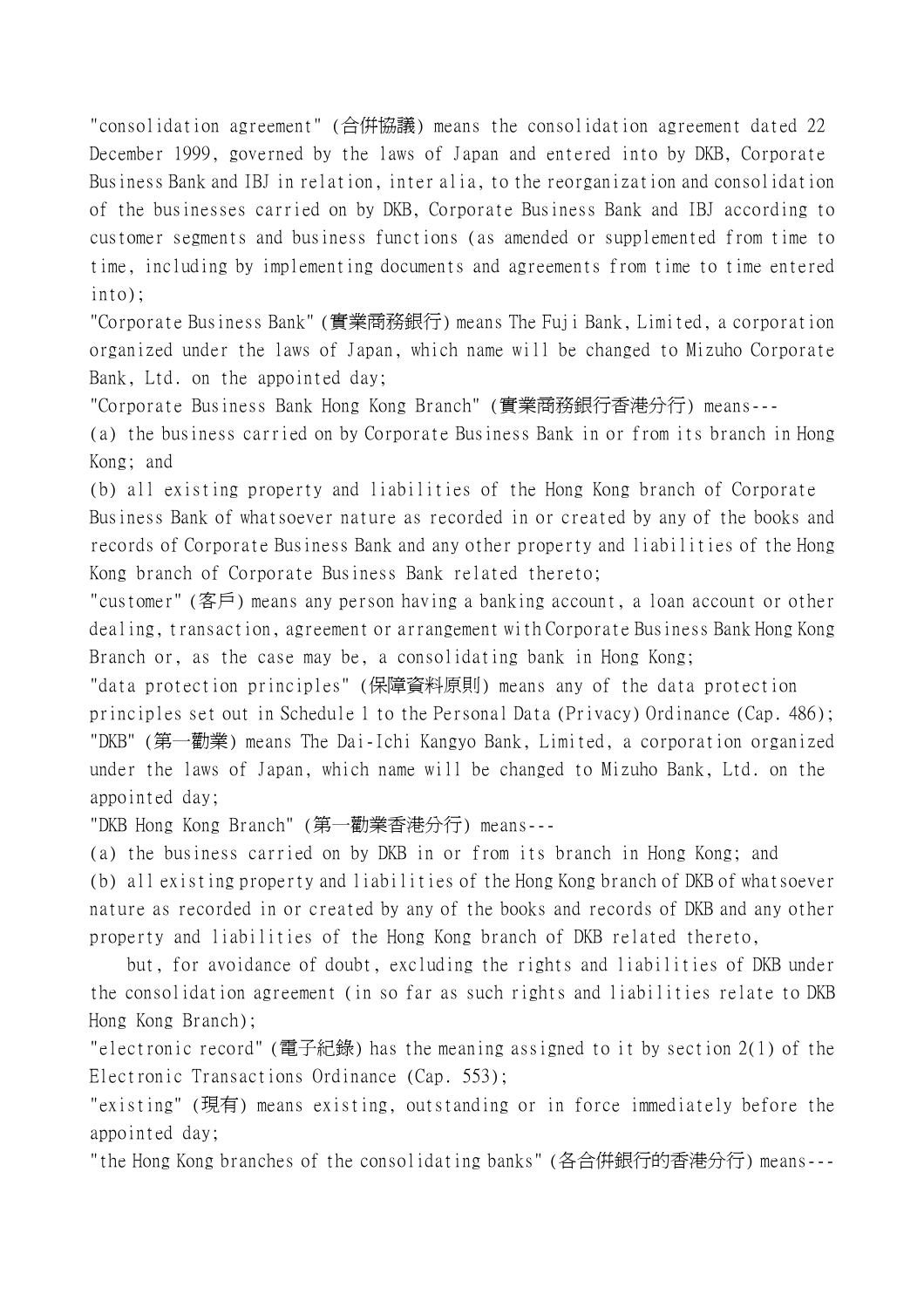"consolidation agreement" (合併協議) means the consolidation agreement dated 22 December 1999, governed by the laws of Japan and entered into by DKB, Corporate Business Bank and IBJ in relation, inter alia, to the reorganization and consolidation of the businesses carried on by DKB, Corporate Business Bank and IBJ according to customer segments and business functions (as amended or supplemented from time to time, including by implementing documents and agreements from time to time entered into);

"Corporate Business Bank" (實業商務銀行) means The Fuji Bank, Limited, a corporation organized under the laws of Japan, which name will be changed to Mizuho Corporate Bank, Ltd. on the appointed day;

"Corporate Business Bank Hong Kong Branch" (實業商務銀行香港分行) means---

(a) the business carried on by Corporate Business Bank in or from its branch in Hong Kong; and

(b) all existing property and liabilities of the Hong Kong branch of Corporate Business Bank of whatsoever nature as recorded in or created by any of the books and records of Corporate Business Bank and any other property and liabilities of the Hong Kong branch of Corporate Business Bank related thereto;

"customer" (客戶) means any person having a banking account, a loan account or other dealing, transaction, agreement or arrangement with Corporate Business Bank Hong Kong Branch or, as the case may be, a consolidating bank in Hong Kong;

"data protection principles" (保障資料原則) means any of the data protection principles set out in Schedule 1 to the Personal Data (Privacy) Ordinance (Cap. 486);

"DKB" (第一勸業) means The Dai-Ichi Kangyo Bank, Limited, a corporation organized under the laws of Japan, which name will be changed to Mizuho Bank, Ltd. on the appointed day;

"DKB Hong Kong Branch" (第一勸業香港分行) means---

(a) the business carried on by DKB in or from its branch in Hong Kong; and

(b) all existing property and liabilities of the Hong Kong branch of DKB of whatsoever nature as recorded in or created by any of the books and records of DKB and any other property and liabilities of the Hong Kong branch of DKB related thereto,

but, for avoidance of doubt, excluding the rights and liabilities of DKB under the consolidation agreement (in so far as such rights and liabilities relate to DKB Hong Kong Branch);

"electronic record" (電子紀錄) has the meaning assigned to it by section 2(1) of the Electronic Transactions Ordinance (Cap. 553);

"existing" (現有) means existing, outstanding or in force immediately before the appointed day;

"the Hong Kong branches of the consolidating banks" (各合併銀行的香港分行) means---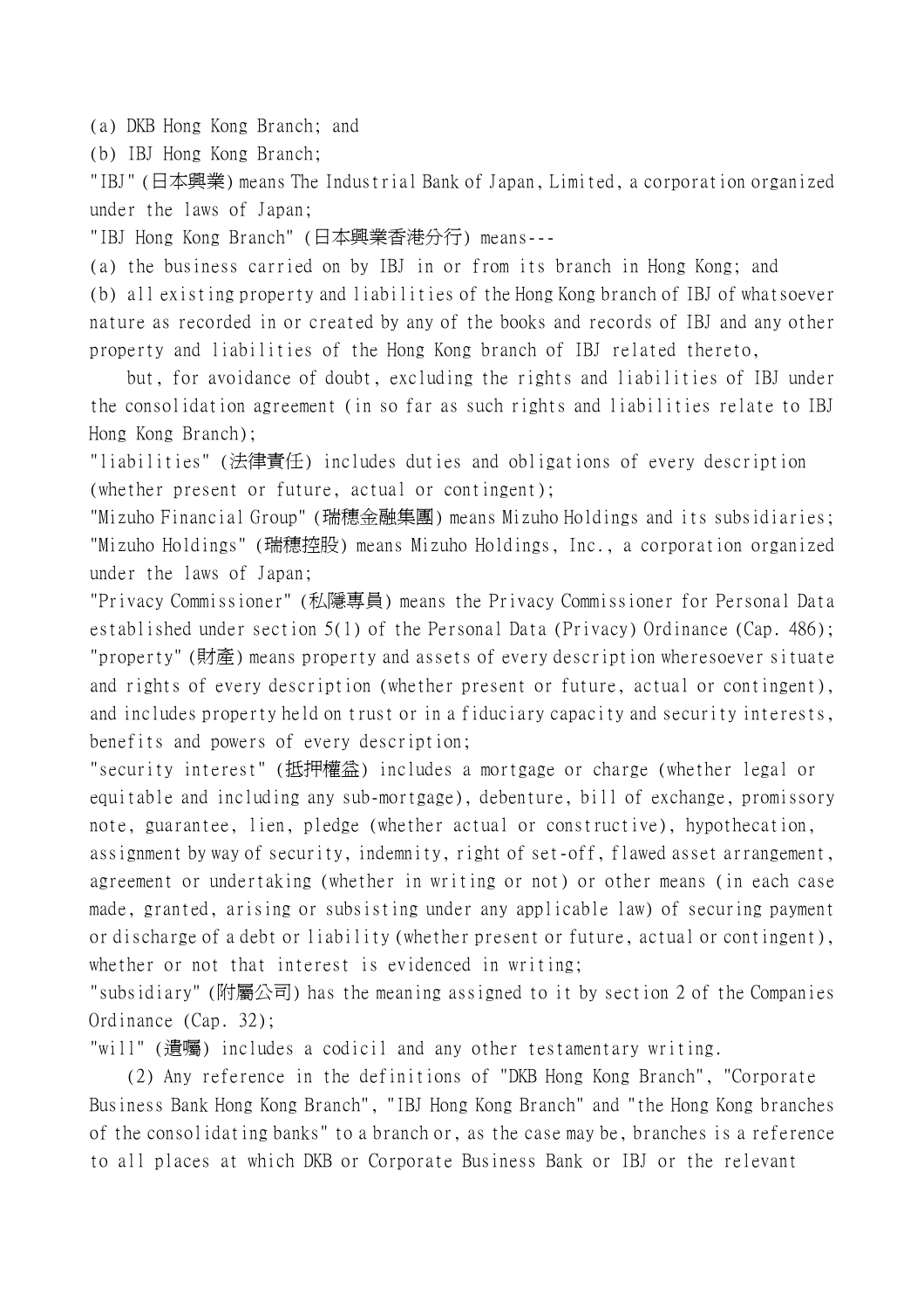(a) DKB Hong Kong Branch; and

(b) IBJ Hong Kong Branch;

"IBJ" (日本興業) means The Industrial Bank of Japan, Limited, a corporation organized under the laws of Japan;

"IBJ Hong Kong Branch" (日本興業香港分行) means---

(a) the business carried on by IBJ in or from its branch in Hong Kong; and

(b) all existing property and liabilities of the Hong Kong branch of IBJ of whatsoever nature as recorded in or created by any of the books and records of IBJ and any other property and liabilities of the Hong Kong branch of IBJ related thereto,

but, for avoidance of doubt, excluding the rights and liabilities of IBJ under the consolidation agreement (in so far as such rights and liabilities relate to IBJ Hong Kong Branch);

"liabilities" (法律責任) includes duties and obligations of every description (whether present or future, actual or contingent);

"Mizuho Financial Group" (瑞穗金融集團) means Mizuho Holdings and its subsidiaries;

"Mizuho Holdings" (瑞穗控股) means Mizuho Holdings, Inc., a corporation organized under the laws of Japan;

"Privacy Commissioner" (私隱專員) means the Privacy Commissioner for Personal Data established under section 5(1) of the Personal Data (Privacy) Ordinance (Cap. 486);

"property" (財產) means property and assets of every description wheresoever situate and rights of every description (whether present or future, actual or contingent), and includes property held on trust or in a fiduciary capacity and security interests, benefits and powers of every description;

"security interest" (抵押權益) includes a mortgage or charge (whether legal or equitable and including any sub-mortgage), debenture, bill of exchange, promissory note, guarantee, lien, pledge (whether actual or constructive), hypothecation, assignment by way of security, indemnity, right of set-off, flawed asset arrangement, agreement or undertaking (whether in writing or not) or other means (in each case made, granted, arising or subsisting under any applicable law) of securing payment or discharge of a debt or liability (whether present or future, actual or contingent), whether or not that interest is evidenced in writing;

"subsidiary" (附屬公司) has the meaning assigned to it by section 2 of the Companies Ordinance (Cap. 32);

"will" (遺囑) includes a codicil and any other testamentary writing.

(2) Any reference in the definitions of "DKB Hong Kong Branch", "Corporate Business Bank Hong Kong Branch", "IBJ Hong Kong Branch" and "the Hong Kong branches of the consolidating banks" to a branch or, as the case may be, branches is a reference to all places at which DKB or Corporate Business Bank or IBJ or the relevant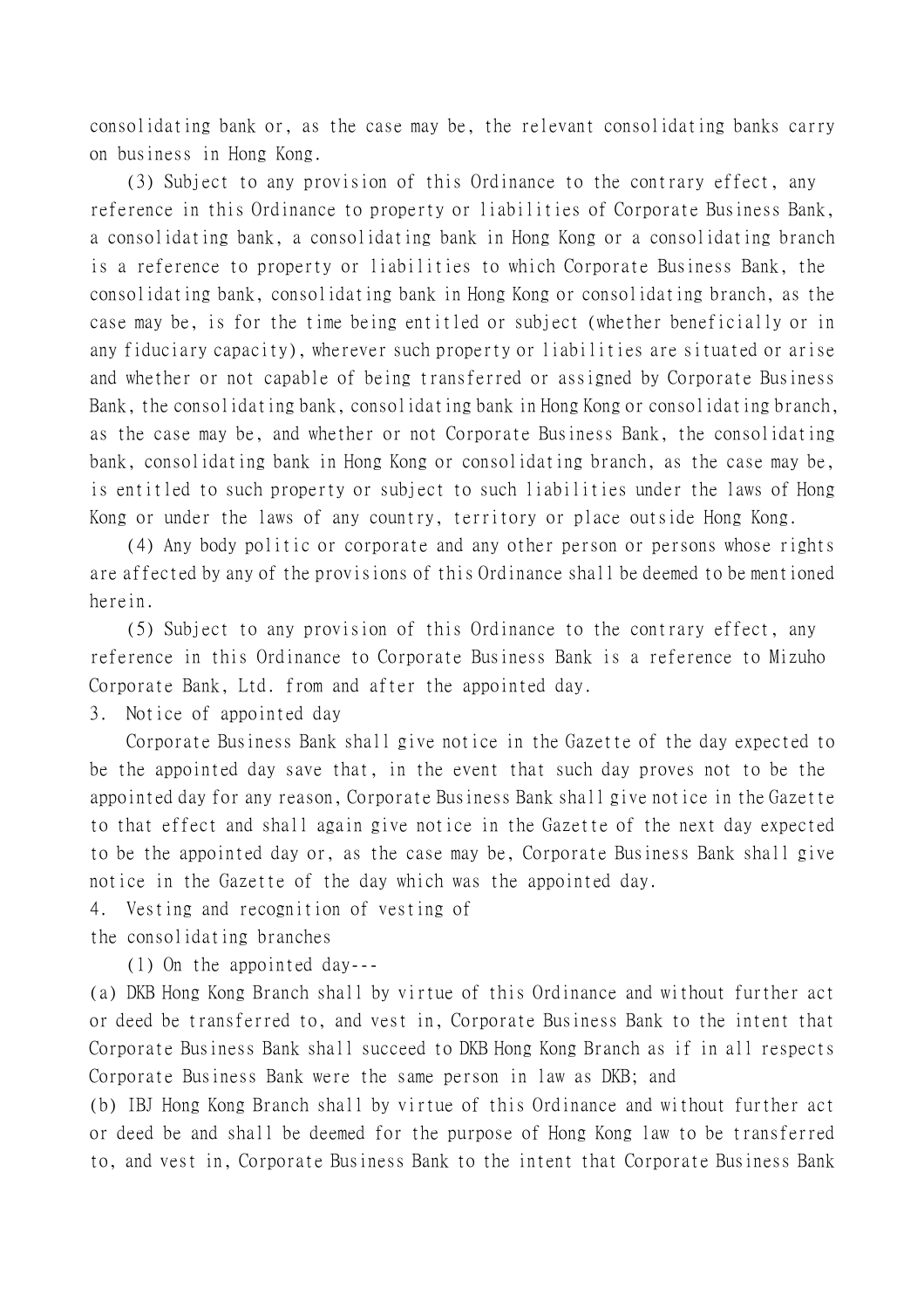consolidating bank or, as the case may be, the relevant consolidating banks carry on business in Hong Kong.

(3) Subject to any provision of this Ordinance to the contrary effect, any reference in this Ordinance to property or liabilities of Corporate Business Bank, a consolidating bank, a consolidating bank in Hong Kong or a consolidating branch is a reference to property or liabilities to which Corporate Business Bank, the consolidating bank, consolidating bank in Hong Kong or consolidating branch, as the case may be, is for the time being entitled or subject (whether beneficially or in any fiduciary capacity), wherever such property or liabilities are situated or arise and whether or not capable of being transferred or assigned by Corporate Business Bank, the consolidating bank, consolidating bank in Hong Kong or consolidating branch, as the case may be, and whether or not Corporate Business Bank, the consolidating bank, consolidating bank in Hong Kong or consolidating branch, as the case may be, is entitled to such property or subject to such liabilities under the laws of Hong Kong or under the laws of any country, territory or place outside Hong Kong.

(4) Any body politic or corporate and any other person or persons whose rights are affected by any of the provisions of this Ordinance shall be deemed to be mentioned herein.

(5) Subject to any provision of this Ordinance to the contrary effect, any reference in this Ordinance to Corporate Business Bank is a reference to Mizuho Corporate Bank, Ltd. from and after the appointed day.

3. Notice of appointed day

Corporate Business Bank shall give notice in the Gazette of the day expected to be the appointed day save that, in the event that such day proves not to be the appointed day for any reason, Corporate Business Bank shall give notice in the Gazette to that effect and shall again give notice in the Gazette of the next day expected to be the appointed day or, as the case may be, Corporate Business Bank shall give notice in the Gazette of the day which was the appointed day.

4. Vesting and recognition of vesting of the consolidating branches

(1) On the appointed day---

(a) DKB Hong Kong Branch shall by virtue of this Ordinance and without further act or deed be transferred to, and vest in, Corporate Business Bank to the intent that Corporate Business Bank shall succeed to DKB Hong Kong Branch as if in all respects Corporate Business Bank were the same person in law as DKB; and

(b) IBJ Hong Kong Branch shall by virtue of this Ordinance and without further act or deed be and shall be deemed for the purpose of Hong Kong law to be transferred to, and vest in, Corporate Business Bank to the intent that Corporate Business Bank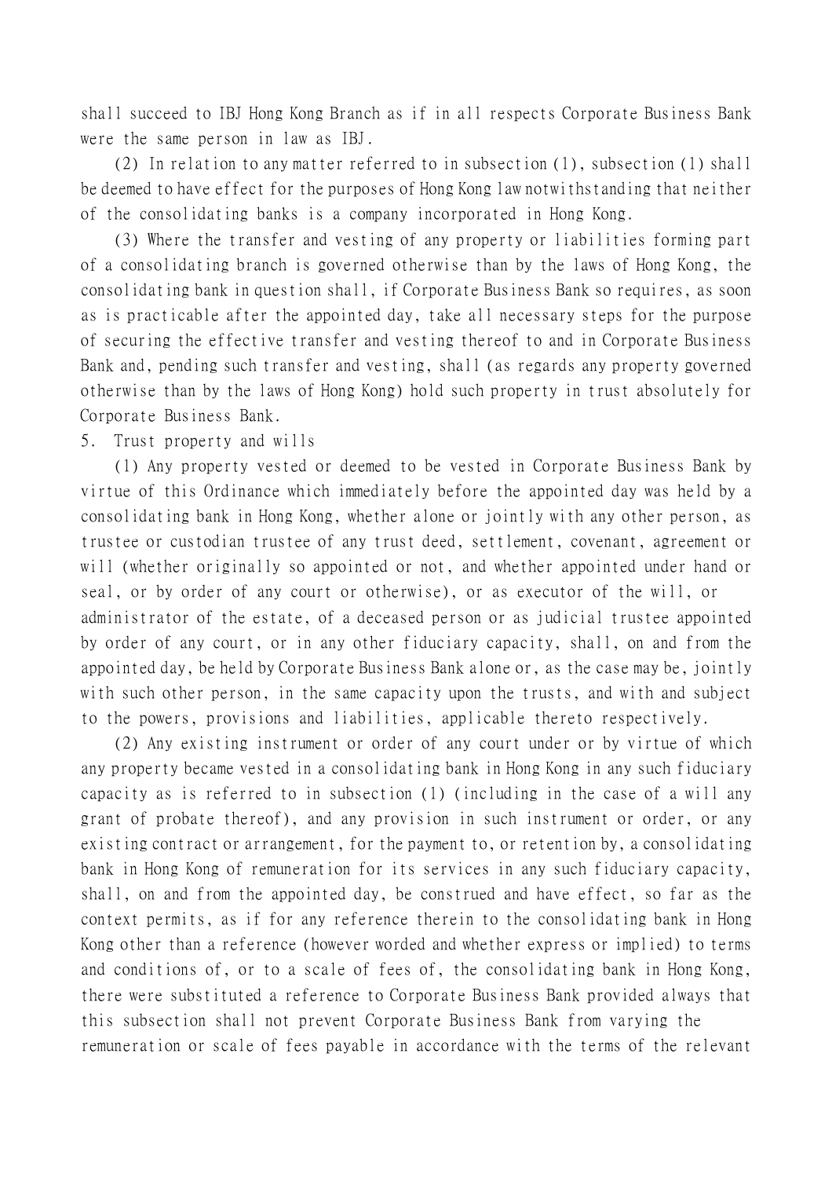shall succeed to IBJ Hong Kong Branch as if in all respects Corporate Business Bank were the same person in law as IBJ.

(2) In relation to any matter referred to in subsection (1), subsection (1) shall be deemed to have effect for the purposes of Hong Kong law notwithstanding that neither of the consolidating banks is a company incorporated in Hong Kong.

(3) Where the transfer and vesting of any property or liabilities forming part of a consolidating branch is governed otherwise than by the laws of Hong Kong, the consolidating bank in question shall, if Corporate Business Bank so requires, as soon as is practicable after the appointed day, take all necessary steps for the purpose of securing the effective transfer and vesting thereof to and in Corporate Business Bank and, pending such transfer and vesting, shall (as regards any property governed otherwise than by the laws of Hong Kong) hold such property in trust absolutely for Corporate Business Bank.

5. Trust property and wills

(1) Any property vested or deemed to be vested in Corporate Business Bank by virtue of this Ordinance which immediately before the appointed day was held by a consolidating bank in Hong Kong, whether alone or jointly with any other person, as trustee or custodian trustee of any trust deed, settlement, covenant, agreement or will (whether originally so appointed or not, and whether appointed under hand or seal, or by order of any court or otherwise), or as executor of the will, or administrator of the estate, of a deceased person or as judicial trustee appointed by order of any court, or in any other fiduciary capacity, shall, on and from the appointed day, be held by Corporate Business Bank alone or, as the case may be, jointly with such other person, in the same capacity upon the trusts, and with and subject to the powers, provisions and liabilities, applicable thereto respectively.

(2) Any existing instrument or order of any court under or by virtue of which any property became vested in a consolidating bank in Hong Kong in any such fiduciary capacity as is referred to in subsection (1) (including in the case of a will any grant of probate thereof), and any provision in such instrument or order, or any existing contract or arrangement, for the payment to, or retention by, a consolidating bank in Hong Kong of remuneration for its services in any such fiduciary capacity, shall, on and from the appointed day, be construed and have effect, so far as the context permits, as if for any reference therein to the consolidating bank in Hong Kong other than a reference (however worded and whether express or implied) to terms and conditions of, or to a scale of fees of, the consolidating bank in Hong Kong, there were substituted a reference to Corporate Business Bank provided always that this subsection shall not prevent Corporate Business Bank from varying the remuneration or scale of fees payable in accordance with the terms of the relevant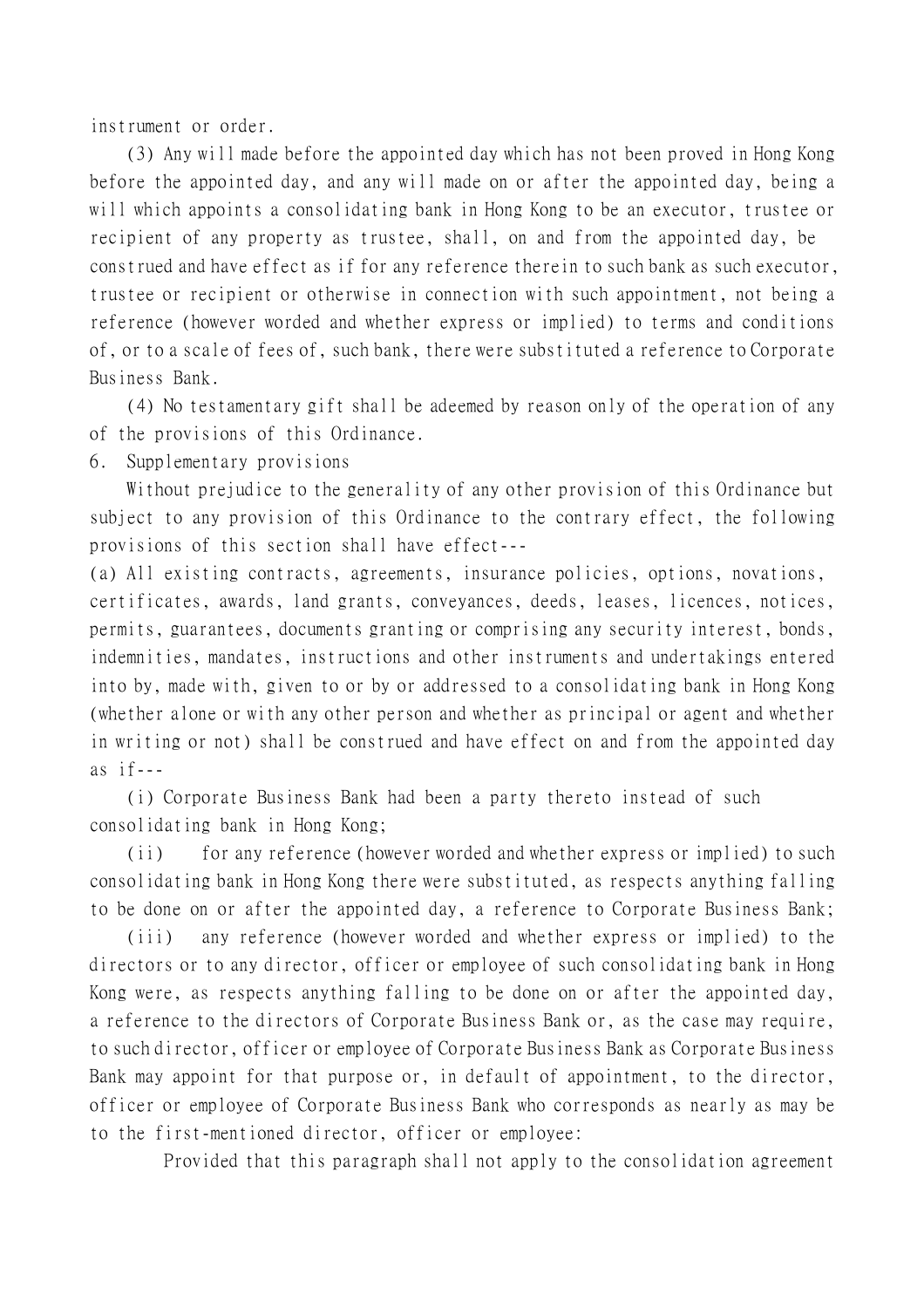instrument or order.

(3) Any will made before the appointed day which has not been proved in Hong Kong before the appointed day, and any will made on or after the appointed day, being a will which appoints a consolidating bank in Hong Kong to be an executor, trustee or recipient of any property as trustee, shall, on and from the appointed day, be construed and have effect as if for any reference therein to such bank as such executor, trustee or recipient or otherwise in connection with such appointment, not being a reference (however worded and whether express or implied) to terms and conditions of, or to a scale of fees of, such bank, there were substituted a reference to Corporate Business Bank.

(4) No testamentary gift shall be adeemed by reason only of the operation of any of the provisions of this Ordinance.

6. Supplementary provisions

Without prejudice to the generality of any other provision of this Ordinance but subject to any provision of this Ordinance to the contrary effect, the following provisions of this section shall have effect---

(a) All existing contracts, agreements, insurance policies, options, novations, certificates, awards, land grants, conveyances, deeds, leases, licences, notices, permits, guarantees, documents granting or comprising any security interest, bonds, indemnities, mandates, instructions and other instruments and undertakings entered into by, made with, given to or by or addressed to a consolidating bank in Hong Kong (whether alone or with any other person and whether as principal or agent and whether in writing or not) shall be construed and have effect on and from the appointed day as if---

(i) Corporate Business Bank had been a party thereto instead of such consolidating bank in Hong Kong;

(ii) for any reference (however worded and whether express or implied) to such consolidating bank in Hong Kong there were substituted, as respects anything falling to be done on or after the appointed day, a reference to Corporate Business Bank;

(iii) any reference (however worded and whether express or implied) to the directors or to any director, officer or employee of such consolidating bank in Hong Kong were, as respects anything falling to be done on or after the appointed day, a reference to the directors of Corporate Business Bank or, as the case may require, to such director, officer or employee of Corporate Business Bank as Corporate Business Bank may appoint for that purpose or, in default of appointment, to the director, officer or employee of Corporate Business Bank who corresponds as nearly as may be to the first-mentioned director, officer or employee:

Provided that this paragraph shall not apply to the consolidation agreement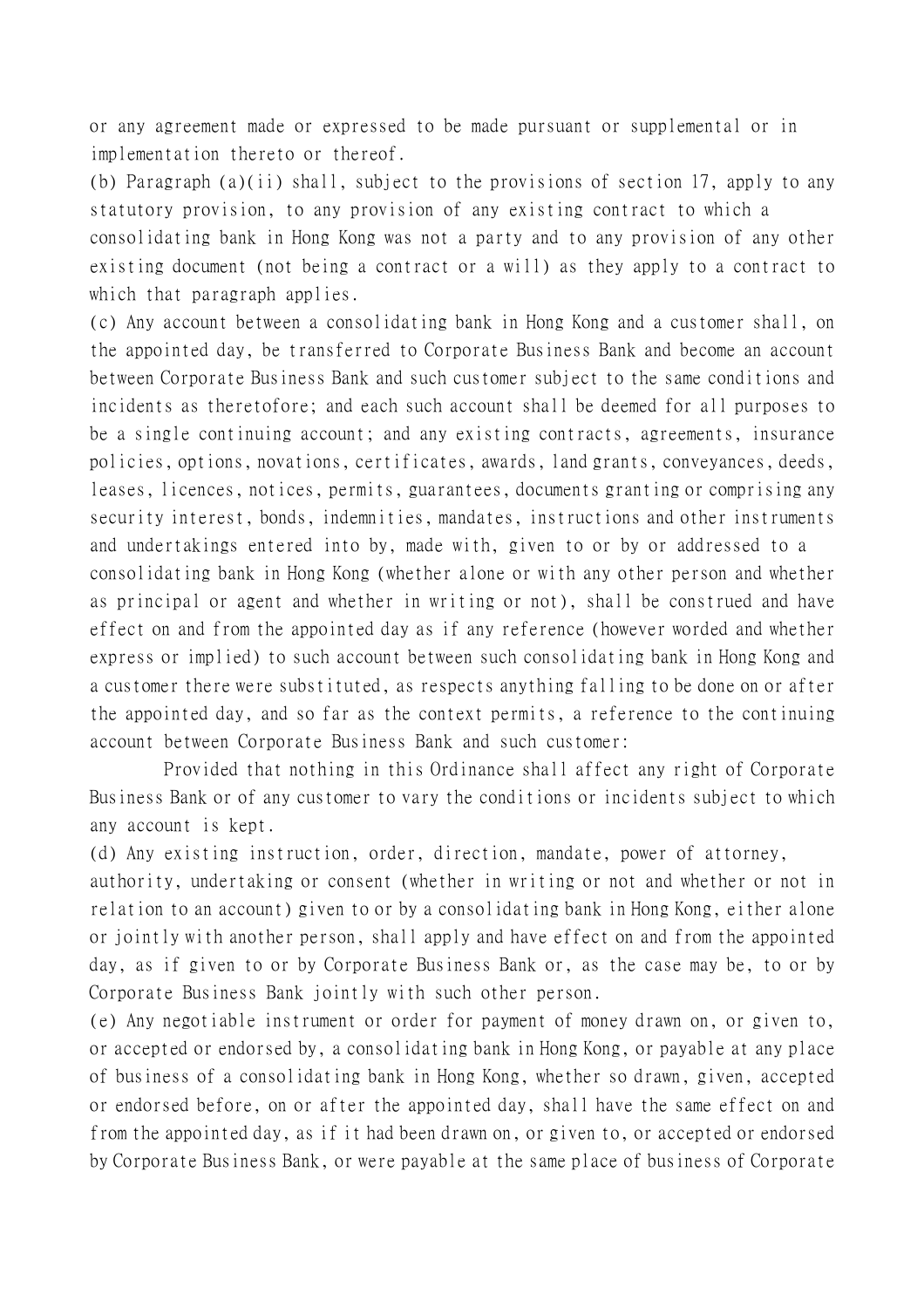or any agreement made or expressed to be made pursuant or supplemental or in implementation thereto or thereof.

(b) Paragraph (a)(ii) shall, subject to the provisions of section 17, apply to any statutory provision, to any provision of any existing contract to which a consolidating bank in Hong Kong was not a party and to any provision of any other existing document (not being a contract or a will) as they apply to a contract to which that paragraph applies.

(c) Any account between a consolidating bank in Hong Kong and a customer shall, on the appointed day, be transferred to Corporate Business Bank and become an account between Corporate Business Bank and such customer subject to the same conditions and incidents as theretofore; and each such account shall be deemed for all purposes to be a single continuing account; and any existing contracts, agreements, insurance policies, options, novations, certificates, awards, land grants, conveyances, deeds, leases, licences, notices, permits, guarantees, documents granting or comprising any security interest, bonds, indemnities, mandates, instructions and other instruments and undertakings entered into by, made with, given to or by or addressed to a consolidating bank in Hong Kong (whether alone or with any other person and whether as principal or agent and whether in writing or not), shall be construed and have effect on and from the appointed day as if any reference (however worded and whether express or implied) to such account between such consolidating bank in Hong Kong and a customer there were substituted, as respects anything falling to be done on or after the appointed day, and so far as the context permits, a reference to the continuing account between Corporate Business Bank and such customer:

Provided that nothing in this Ordinance shall affect any right of Corporate Business Bank or of any customer to vary the conditions or incidents subject to which any account is kept.

(d) Any existing instruction, order, direction, mandate, power of attorney, authority, undertaking or consent (whether in writing or not and whether or not in relation to an account) given to or by a consolidating bank in Hong Kong, either alone or jointly with another person, shall apply and have effect on and from the appointed day, as if given to or by Corporate Business Bank or, as the case may be, to or by Corporate Business Bank jointly with such other person.

(e) Any negotiable instrument or order for payment of money drawn on, or given to, or accepted or endorsed by, a consolidating bank in Hong Kong, or payable at any place of business of a consolidating bank in Hong Kong, whether so drawn, given, accepted or endorsed before, on or after the appointed day, shall have the same effect on and from the appointed day, as if it had been drawn on, or given to, or accepted or endorsed by Corporate Business Bank, or were payable at the same place of business of Corporate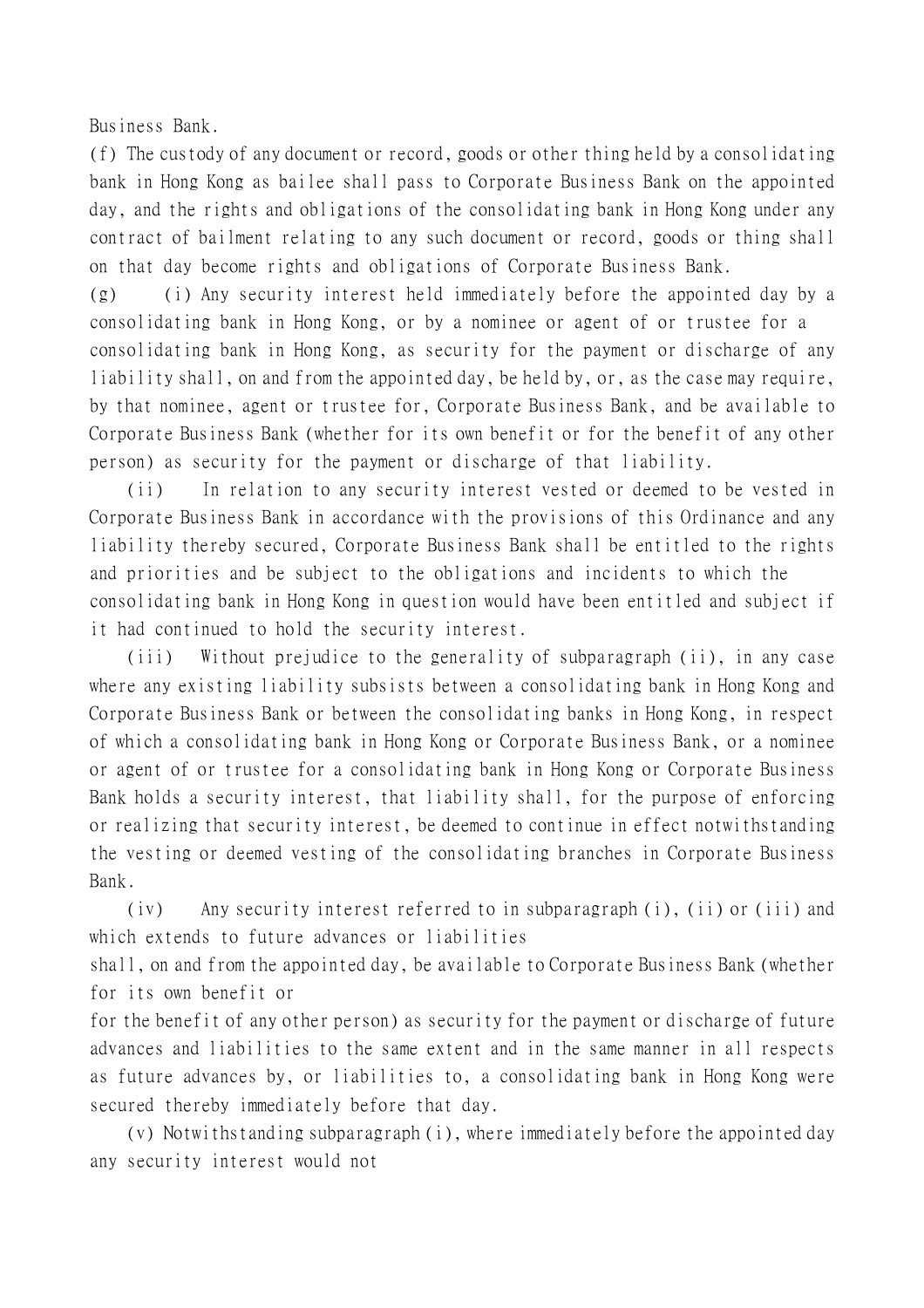Business Bank.

(f) The custody of any document or record, goods or other thing held by a consolidating bank in Hong Kong as bailee shall pass to Corporate Business Bank on the appointed day, and the rights and obligations of the consolidating bank in Hong Kong under any contract of bailment relating to any such document or record, goods or thing shall on that day become rights and obligations of Corporate Business Bank.

(g) (i) Any security interest held immediately before the appointed day by a consolidating bank in Hong Kong, or by a nominee or agent of or trustee for a consolidating bank in Hong Kong, as security for the payment or discharge of any liability shall, on and from the appointed day, be held by, or, as the case may require, by that nominee, agent or trustee for, Corporate Business Bank, and be available to Corporate Business Bank (whether for its own benefit or for the benefit of any other person) as security for the payment or discharge of that liability.

(ii) In relation to any security interest vested or deemed to be vested in Corporate Business Bank in accordance with the provisions of this Ordinance and any liability thereby secured, Corporate Business Bank shall be entitled to the rights and priorities and be subject to the obligations and incidents to which the consolidating bank in Hong Kong in question would have been entitled and subject if it had continued to hold the security interest.

(iii) Without prejudice to the generality of subparagraph (ii), in any case where any existing liability subsists between a consolidating bank in Hong Kong and Corporate Business Bank or between the consolidating banks in Hong Kong, in respect of which a consolidating bank in Hong Kong or Corporate Business Bank, or a nominee or agent of or trustee for a consolidating bank in Hong Kong or Corporate Business Bank holds a security interest, that liability shall, for the purpose of enforcing or realizing that security interest, be deemed to continue in effect notwithstanding the vesting or deemed vesting of the consolidating branches in Corporate Business Bank.

(iv) Any security interest referred to in subparagraph (i), (ii) or (iii) and which extends to future advances or liabilities shall, on and from the appointed day, be available to Corporate Business Bank (whether for its own benefit or for the benefit of any other person) as security for the payment or discharge of future advances and liabilities to the same extent and in the same manner in all respects as future advances by, or liabilities to, a consolidating bank in Hong Kong were secured thereby immediately before that day.

(v) Notwithstanding subparagraph (i), where immediately before the appointed day any security interest would not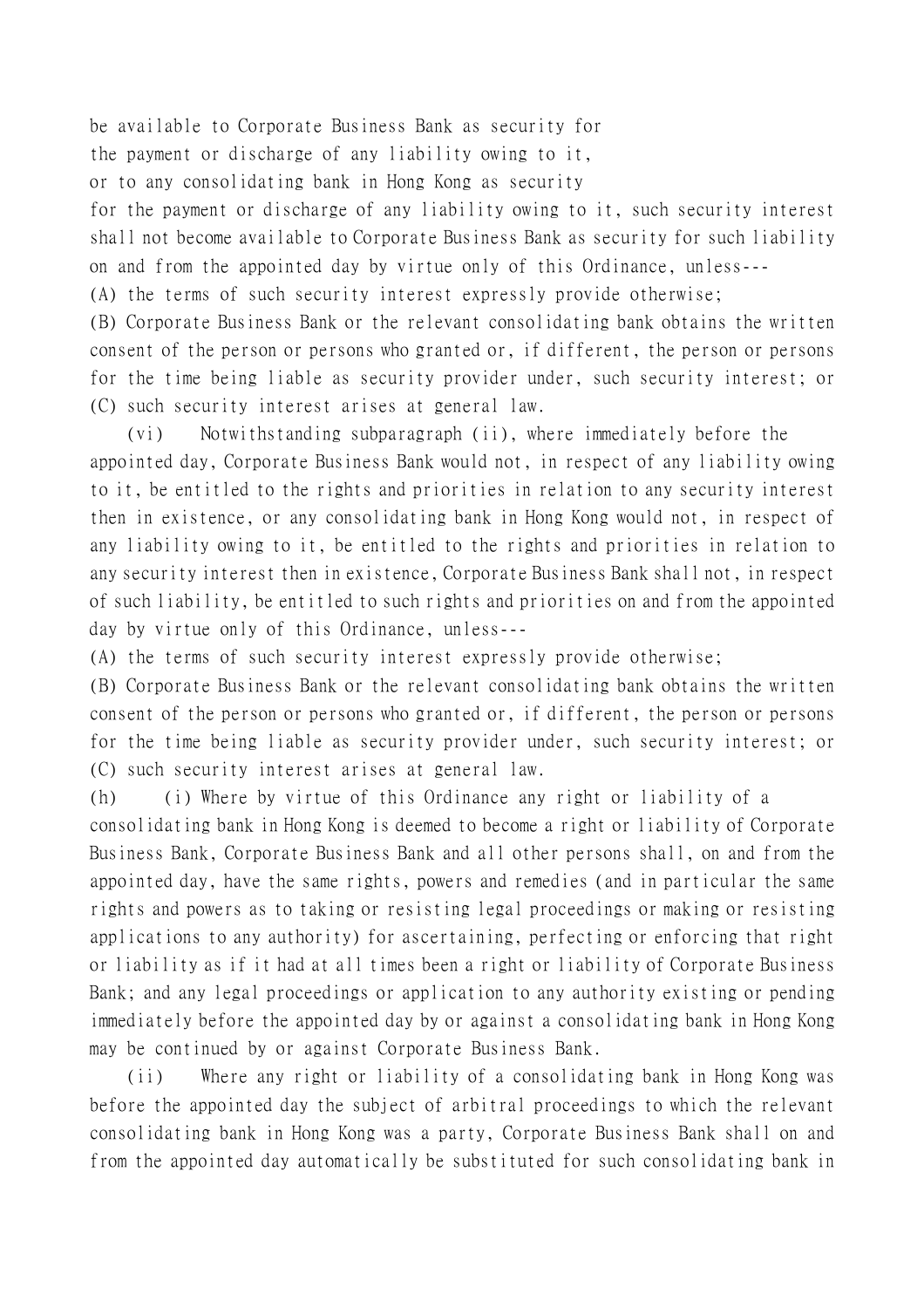be available to Corporate Business Bank as security for
the payment or discharge of any liability owing to it,
or to any consolidating bank in Hong Kong as security
for the payment or discharge of any liability owing to it, such security interest shall not become available to Corporate Business Bank as security for such liability on and from the appointed day by virtue only of this Ordinance, unless---

(A) the terms of such security interest expressly provide otherwise;

(B) Corporate Business Bank or the relevant consolidating bank obtains the written consent of the person or persons who granted or, if different, the person or persons for the time being liable as security provider under, such security interest; or

(C) such security interest arises at general law.

(vi) Notwithstanding subparagraph (ii), where immediately before the appointed day, Corporate Business Bank would not, in respect of any liability owing to it, be entitled to the rights and priorities in relation to any security interest then in existence, or any consolidating bank in Hong Kong would not, in respect of any liability owing to it, be entitled to the rights and priorities in relation to any security interest then in existence, Corporate Business Bank shall not, in respect of such liability, be entitled to such rights and priorities on and from the appointed day by virtue only of this Ordinance, unless---

(A) the terms of such security interest expressly provide otherwise;

(B) Corporate Business Bank or the relevant consolidating bank obtains the written consent of the person or persons who granted or, if different, the person or persons for the time being liable as security provider under, such security interest; or

(C) such security interest arises at general law.

(h) (i) Where by virtue of this Ordinance any right or liability of a consolidating bank in Hong Kong is deemed to become a right or liability of Corporate Business Bank, Corporate Business Bank and all other persons shall, on and from the appointed day, have the same rights, powers and remedies (and in particular the same rights and powers as to taking or resisting legal proceedings or making or resisting applications to any authority) for ascertaining, perfecting or enforcing that right or liability as if it had at all times been a right or liability of Corporate Business Bank; and any legal proceedings or application to any authority existing or pending immediately before the appointed day by or against a consolidating bank in Hong Kong may be continued by or against Corporate Business Bank.

(ii) Where any right or liability of a consolidating bank in Hong Kong was before the appointed day the subject of arbitral proceedings to which the relevant consolidating bank in Hong Kong was a party, Corporate Business Bank shall on and from the appointed day automatically be substituted for such consolidating bank in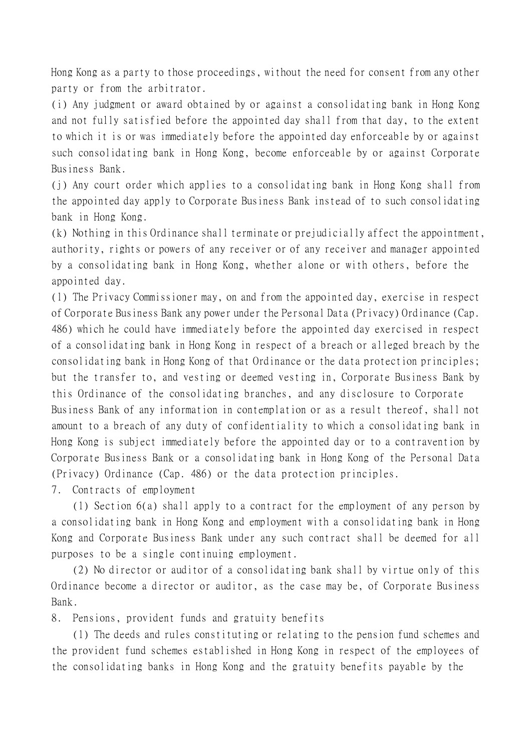Hong Kong as a party to those proceedings, without the need for consent from any other party or from the arbitrator.

(i) Any judgment or award obtained by or against a consolidating bank in Hong Kong and not fully satisfied before the appointed day shall from that day, to the extent to which it is or was immediately before the appointed day enforceable by or against such consolidating bank in Hong Kong, become enforceable by or against Corporate Business Bank.

(j) Any court order which applies to a consolidating bank in Hong Kong shall from the appointed day apply to Corporate Business Bank instead of to such consolidating bank in Hong Kong.

(k) Nothing in this Ordinance shall terminate or prejudicially affect the appointment, authority, rights or powers of any receiver or of any receiver and manager appointed by a consolidating bank in Hong Kong, whether alone or with others, before the appointed day.

(l) The Privacy Commissioner may, on and from the appointed day, exercise in respect of Corporate Business Bank any power under the Personal Data (Privacy) Ordinance (Cap. 486) which he could have immediately before the appointed day exercised in respect of a consolidating bank in Hong Kong in respect of a breach or alleged breach by the consolidating bank in Hong Kong of that Ordinance or the data protection principles; but the transfer to, and vesting or deemed vesting in, Corporate Business Bank by this Ordinance of the consolidating branches, and any disclosure to Corporate Business Bank of any information in contemplation or as a result thereof, shall not amount to a breach of any duty of confidentiality to which a consolidating bank in Hong Kong is subject immediately before the appointed day or to a contravention by Corporate Business Bank or a consolidating bank in Hong Kong of the Personal Data (Privacy) Ordinance (Cap. 486) or the data protection principles.

7. Contracts of employment

(1) Section 6(a) shall apply to a contract for the employment of any person by a consolidating bank in Hong Kong and employment with a consolidating bank in Hong Kong and Corporate Business Bank under any such contract shall be deemed for all purposes to be a single continuing employment.

(2) No director or auditor of a consolidating bank shall by virtue only of this Ordinance become a director or auditor, as the case may be, of Corporate Business Bank.

8. Pensions, provident funds and gratuity benefits

(1) The deeds and rules constituting or relating to the pension fund schemes and the provident fund schemes established in Hong Kong in respect of the employees of the consolidating banks in Hong Kong and the gratuity benefits payable by the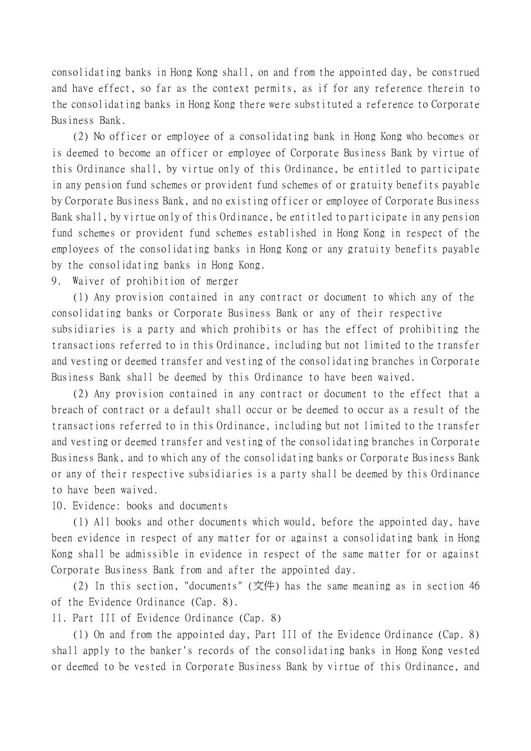consolidating banks in Hong Kong shall, on and from the appointed day, be construed and have effect, so far as the context permits, as if for any reference therein to the consolidating banks in Hong Kong there were substituted a reference to Corporate Business Bank.

(2) No officer or employee of a consolidating bank in Hong Kong who becomes or is deemed to become an officer or employee of Corporate Business Bank by virtue of this Ordinance shall, by virtue only of this Ordinance, be entitled to participate in any pension fund schemes or provident fund schemes of or gratuity benefits payable by Corporate Business Bank, and no existing officer or employee of Corporate Business Bank shall, by virtue only of this Ordinance, be entitled to participate in any pension fund schemes or provident fund schemes established in Hong Kong in respect of the employees of the consolidating banks in Hong Kong or any gratuity benefits payable by the consolidating banks in Hong Kong.

9. Waiver of prohibition of merger

(1) Any provision contained in any contract or document to which any of the consolidating banks or Corporate Business Bank or any of their respective subsidiaries is a party and which prohibits or has the effect of prohibiting the transactions referred to in this Ordinance, including but not limited to the transfer and vesting or deemed transfer and vesting of the consolidating branches in Corporate Business Bank shall be deemed by this Ordinance to have been waived.

(2) Any provision contained in any contract or document to the effect that a breach of contract or a default shall occur or be deemed to occur as a result of the transactions referred to in this Ordinance, including but not limited to the transfer and vesting or deemed transfer and vesting of the consolidating branches in Corporate Business Bank, and to which any of the consolidating banks or Corporate Business Bank or any of their respective subsidiaries is a party shall be deemed by this Ordinance to have been waived.

10. Evidence: books and documents

(1) All books and other documents which would, before the appointed day, have been evidence in respect of any matter for or against a consolidating bank in Hong Kong shall be admissible in evidence in respect of the same matter for or against Corporate Business Bank from and after the appointed day.

(2) In this section, "documents" (文件) has the same meaning as in section 46 of the Evidence Ordinance (Cap. 8).

11. Part III of Evidence Ordinance (Cap. 8)

(1) On and from the appointed day, Part III of the Evidence Ordinance (Cap. 8) shall apply to the banker's records of the consolidating banks in Hong Kong vested or deemed to be vested in Corporate Business Bank by virtue of this Ordinance, and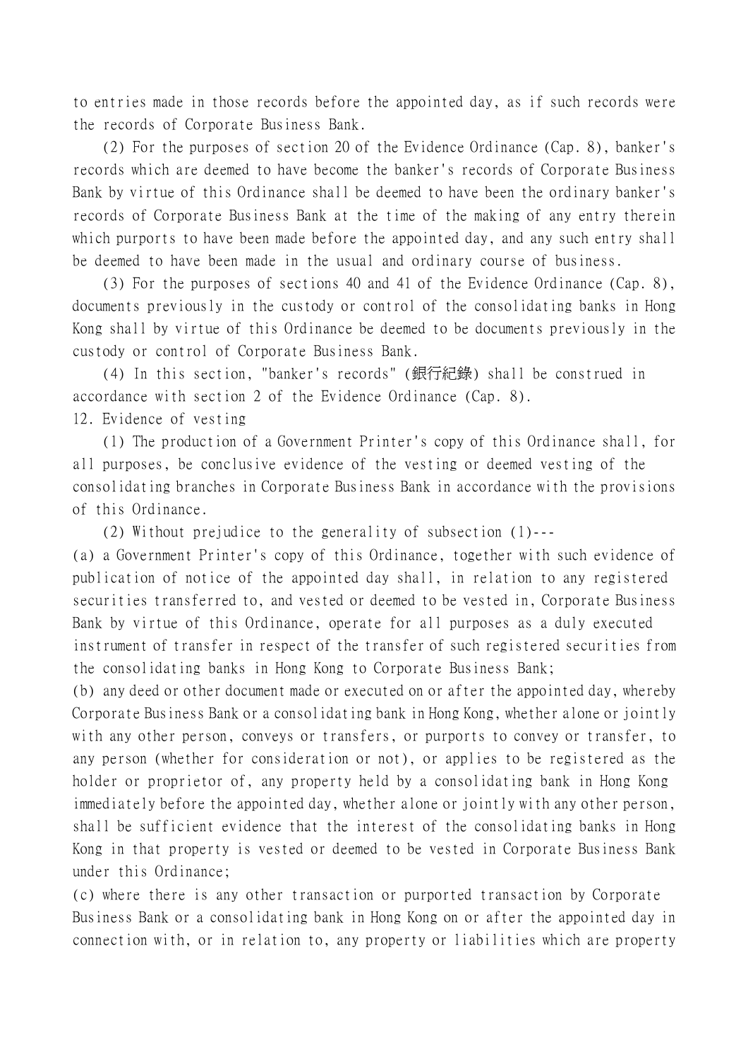to entries made in those records before the appointed day, as if such records were the records of Corporate Business Bank.

(2) For the purposes of section 20 of the Evidence Ordinance (Cap. 8), banker's records which are deemed to have become the banker's records of Corporate Business Bank by virtue of this Ordinance shall be deemed to have been the ordinary banker's records of Corporate Business Bank at the time of the making of any entry therein which purports to have been made before the appointed day, and any such entry shall be deemed to have been made in the usual and ordinary course of business.

(3) For the purposes of sections 40 and 41 of the Evidence Ordinance (Cap. 8), documents previously in the custody or control of the consolidating banks in Hong Kong shall by virtue of this Ordinance be deemed to be documents previously in the custody or control of Corporate Business Bank.

(4) In this section, "banker's records" (銀行紀錄) shall be construed in accordance with section 2 of the Evidence Ordinance (Cap. 8).

12. Evidence of vesting

(1) The production of a Government Printer's copy of this Ordinance shall, for all purposes, be conclusive evidence of the vesting or deemed vesting of the consolidating branches in Corporate Business Bank in accordance with the provisions of this Ordinance.

(2) Without prejudice to the generality of subsection (1)---

(a) a Government Printer's copy of this Ordinance, together with such evidence of publication of notice of the appointed day shall, in relation to any registered securities transferred to, and vested or deemed to be vested in, Corporate Business Bank by virtue of this Ordinance, operate for all purposes as a duly executed instrument of transfer in respect of the transfer of such registered securities from the consolidating banks in Hong Kong to Corporate Business Bank;

(b) any deed or other document made or executed on or after the appointed day, whereby Corporate Business Bank or a consolidating bank in Hong Kong, whether alone or jointly with any other person, conveys or transfers, or purports to convey or transfer, to any person (whether for consideration or not), or applies to be registered as the holder or proprietor of, any property held by a consolidating bank in Hong Kong immediately before the appointed day, whether alone or jointly with any other person, shall be sufficient evidence that the interest of the consolidating banks in Hong Kong in that property is vested or deemed to be vested in Corporate Business Bank under this Ordinance;

(c) where there is any other transaction or purported transaction by Corporate Business Bank or a consolidating bank in Hong Kong on or after the appointed day in connection with, or in relation to, any property or liabilities which are property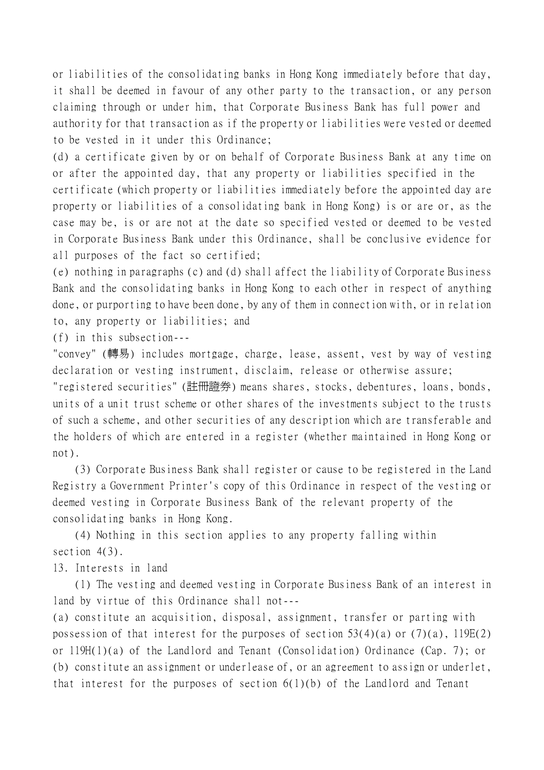or liabilities of the consolidating banks in Hong Kong immediately before that day, it shall be deemed in favour of any other party to the transaction, or any person claiming through or under him, that Corporate Business Bank has full power and authority for that transaction as if the property or liabilities were vested or deemed to be vested in it under this Ordinance;

(d) a certificate given by or on behalf of Corporate Business Bank at any time on or after the appointed day, that any property or liabilities specified in the certificate (which property or liabilities immediately before the appointed day are property or liabilities of a consolidating bank in Hong Kong) is or are or, as the case may be, is or are not at the date so specified vested or deemed to be vested in Corporate Business Bank under this Ordinance, shall be conclusive evidence for all purposes of the fact so certified;

(e) nothing in paragraphs (c) and (d) shall affect the liability of Corporate Business Bank and the consolidating banks in Hong Kong to each other in respect of anything done, or purporting to have been done, by any of them in connection with, or in relation to, any property or liabilities; and

(f) in this subsection---

"convey" (轉易) includes mortgage, charge, lease, assent, vest by way of vesting declaration or vesting instrument, disclaim, release or otherwise assure;

"registered securities" (註冊證券) means shares, stocks, debentures, loans, bonds, units of a unit trust scheme or other shares of the investments subject to the trusts of such a scheme, and other securities of any description which are transferable and the holders of which are entered in a register (whether maintained in Hong Kong or not).

(3) Corporate Business Bank shall register or cause to be registered in the Land Registry a Government Printer's copy of this Ordinance in respect of the vesting or deemed vesting in Corporate Business Bank of the relevant property of the consolidating banks in Hong Kong.

(4) Nothing in this section applies to any property falling within section 4(3).

13. Interests in land

(1) The vesting and deemed vesting in Corporate Business Bank of an interest in land by virtue of this Ordinance shall not---

(a) constitute an acquisition, disposal, assignment, transfer or parting with possession of that interest for the purposes of section 53(4)(a) or (7)(a), 119E(2) or 119H(1)(a) of the Landlord and Tenant (Consolidation) Ordinance (Cap. 7); or

(b) constitute an assignment or underlease of, or an agreement to assign or underlet, that interest for the purposes of section 6(1)(b) of the Landlord and Tenant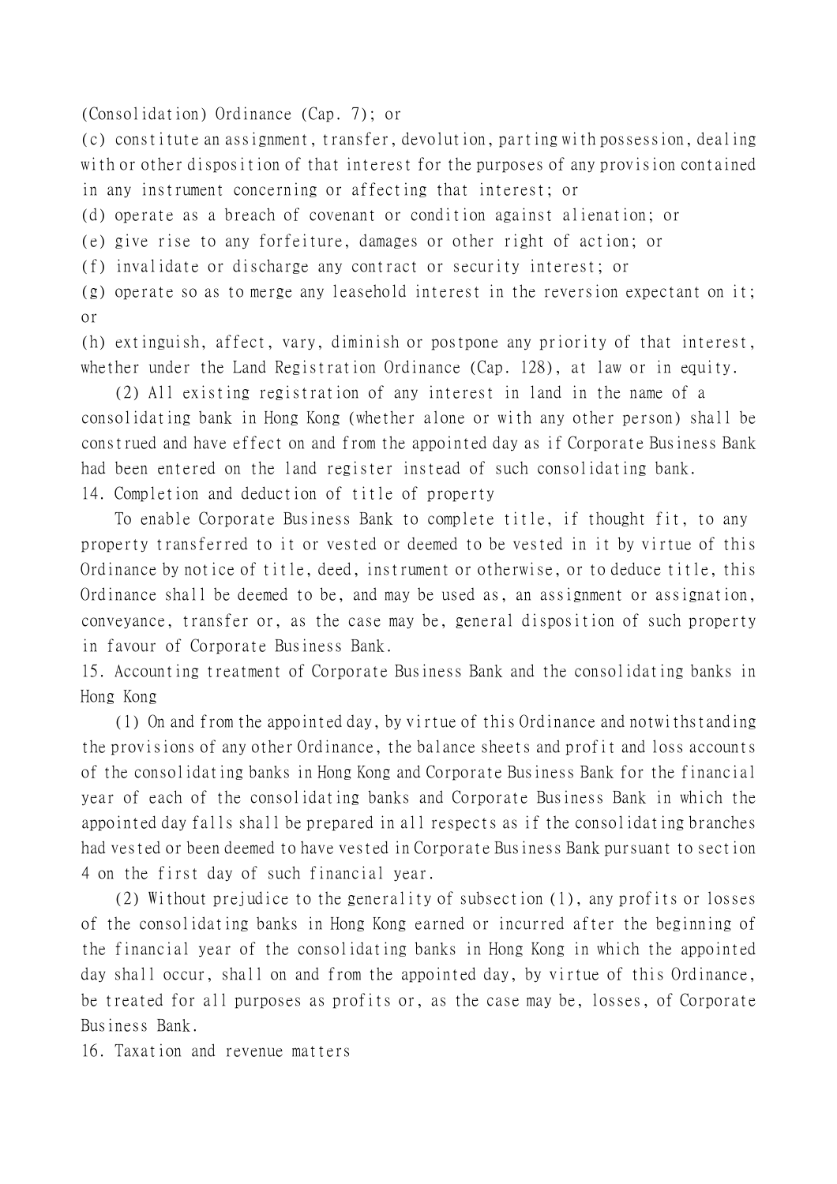(Consolidation) Ordinance (Cap. 7); or

(c) constitute an assignment, transfer, devolution, parting with possession, dealing with or other disposition of that interest for the purposes of any provision contained in any instrument concerning or affecting that interest; or

(d) operate as a breach of covenant or condition against alienation; or

(e) give rise to any forfeiture, damages or other right of action; or

(f) invalidate or discharge any contract or security interest; or

(g) operate so as to merge any leasehold interest in the reversion expectant on it; or

(h) extinguish, affect, vary, diminish or postpone any priority of that interest, whether under the Land Registration Ordinance (Cap. 128), at law or in equity.

(2) All existing registration of any interest in land in the name of a consolidating bank in Hong Kong (whether alone or with any other person) shall be construed and have effect on and from the appointed day as if Corporate Business Bank had been entered on the land register instead of such consolidating bank.

14. Completion and deduction of title of property

To enable Corporate Business Bank to complete title, if thought fit, to any property transferred to it or vested or deemed to be vested in it by virtue of this Ordinance by notice of title, deed, instrument or otherwise, or to deduce title, this Ordinance shall be deemed to be, and may be used as, an assignment or assignation, conveyance, transfer or, as the case may be, general disposition of such property in favour of Corporate Business Bank.

15. Accounting treatment of Corporate Business Bank and the consolidating banks in Hong Kong

(1) On and from the appointed day, by virtue of this Ordinance and notwithstanding the provisions of any other Ordinance, the balance sheets and profit and loss accounts of the consolidating banks in Hong Kong and Corporate Business Bank for the financial year of each of the consolidating banks and Corporate Business Bank in which the appointed day falls shall be prepared in all respects as if the consolidating branches had vested or been deemed to have vested in Corporate Business Bank pursuant to section 4 on the first day of such financial year.

(2) Without prejudice to the generality of subsection (1), any profits or losses of the consolidating banks in Hong Kong earned or incurred after the beginning of the financial year of the consolidating banks in Hong Kong in which the appointed day shall occur, shall on and from the appointed day, by virtue of this Ordinance, be treated for all purposes as profits or, as the case may be, losses, of Corporate Business Bank.

16. Taxation and revenue matters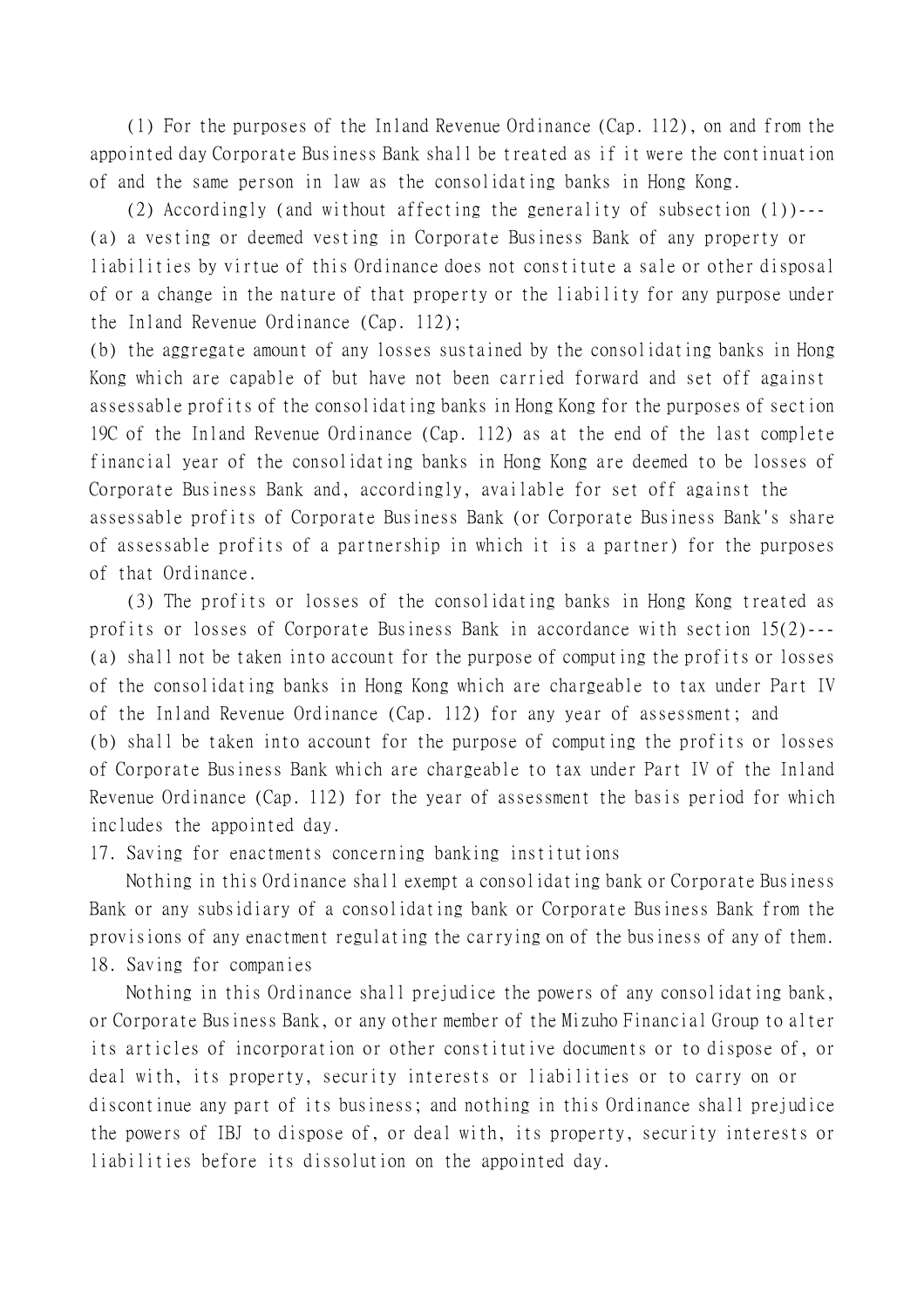(1) For the purposes of the Inland Revenue Ordinance (Cap. 112), on and from the appointed day Corporate Business Bank shall be treated as if it were the continuation of and the same person in law as the consolidating banks in Hong Kong.

(2) Accordingly (and without affecting the generality of subsection (1))---

(a) a vesting or deemed vesting in Corporate Business Bank of any property or liabilities by virtue of this Ordinance does not constitute a sale or other disposal of or a change in the nature of that property or the liability for any purpose under the Inland Revenue Ordinance (Cap. 112);

(b) the aggregate amount of any losses sustained by the consolidating banks in Hong Kong which are capable of but have not been carried forward and set off against assessable profits of the consolidating banks in Hong Kong for the purposes of section 19C of the Inland Revenue Ordinance (Cap. 112) as at the end of the last complete financial year of the consolidating banks in Hong Kong are deemed to be losses of Corporate Business Bank and, accordingly, available for set off against the assessable profits of Corporate Business Bank (or Corporate Business Bank's share of assessable profits of a partnership in which it is a partner) for the purposes of that Ordinance.

(3) The profits or losses of the consolidating banks in Hong Kong treated as profits or losses of Corporate Business Bank in accordance with section 15(2)---

(a) shall not be taken into account for the purpose of computing the profits or losses of the consolidating banks in Hong Kong which are chargeable to tax under Part IV of the Inland Revenue Ordinance (Cap. 112) for any year of assessment; and

(b) shall be taken into account for the purpose of computing the profits or losses of Corporate Business Bank which are chargeable to tax under Part IV of the Inland Revenue Ordinance (Cap. 112) for the year of assessment the basis period for which includes the appointed day.

17. Saving for enactments concerning banking institutions

Nothing in this Ordinance shall exempt a consolidating bank or Corporate Business Bank or any subsidiary of a consolidating bank or Corporate Business Bank from the provisions of any enactment regulating the carrying on of the business of any of them.

18. Saving for companies

Nothing in this Ordinance shall prejudice the powers of any consolidating bank, or Corporate Business Bank, or any other member of the Mizuho Financial Group to alter its articles of incorporation or other constitutive documents or to dispose of, or deal with, its property, security interests or liabilities or to carry on or discontinue any part of its business; and nothing in this Ordinance shall prejudice the powers of IBJ to dispose of, or deal with, its property, security interests or liabilities before its dissolution on the appointed day.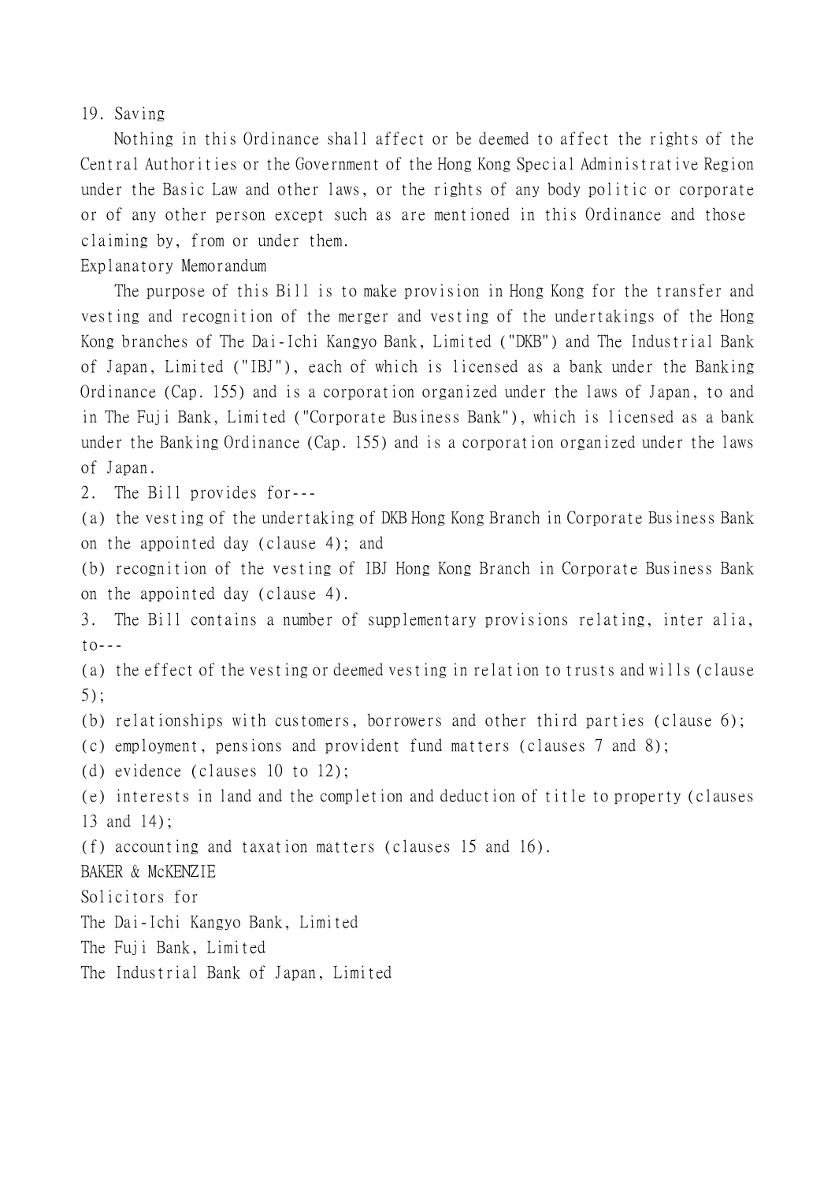19. Saving

Nothing in this Ordinance shall affect or be deemed to affect the rights of the Central Authorities or the Government of the Hong Kong Special Administrative Region under the Basic Law and other laws, or the rights of any body politic or corporate or of any other person except such as are mentioned in this Ordinance and those claiming by, from or under them.

Explanatory Memorandum

The purpose of this Bill is to make provision in Hong Kong for the transfer and vesting and recognition of the merger and vesting of the undertakings of the Hong Kong branches of The Dai-Ichi Kangyo Bank, Limited ("DKB") and The Industrial Bank of Japan, Limited ("IBJ"), each of which is licensed as a bank under the Banking Ordinance (Cap. 155) and is a corporation organized under the laws of Japan, to and in The Fuji Bank, Limited ("Corporate Business Bank"), which is licensed as a bank under the Banking Ordinance (Cap. 155) and is a corporation organized under the laws of Japan.

2. The Bill provides for---

(a) the vesting of the undertaking of DKB Hong Kong Branch in Corporate Business Bank on the appointed day (clause 4); and

(b) recognition of the vesting of IBJ Hong Kong Branch in Corporate Business Bank on the appointed day (clause 4).

3. The Bill contains a number of supplementary provisions relating, inter alia, to---

(a) the effect of the vesting or deemed vesting in relation to trusts and wills (clause 5);

(b) relationships with customers, borrowers and other third parties (clause 6);

(c) employment, pensions and provident fund matters (clauses 7 and 8);

(d) evidence (clauses 10 to 12);

(e) interests in land and the completion and deduction of title to property (clauses 13 and 14);

(f) accounting and taxation matters (clauses 15 and 16).

BAKER & McKENZIE

Solicitors for

The Dai-Ichi Kangyo Bank, Limited

The Fuji Bank, Limited

The Industrial Bank of Japan, Limited